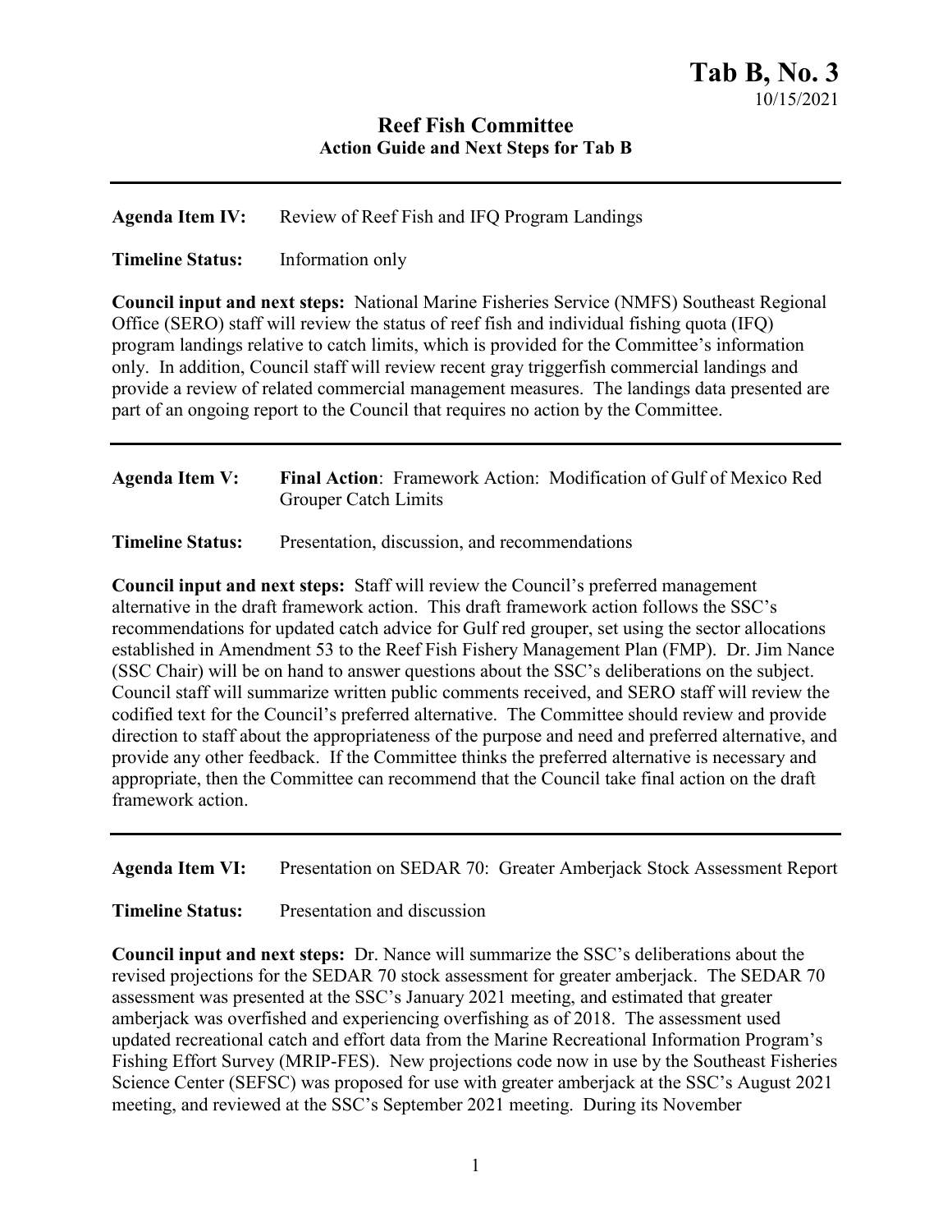**Tab B, No. 3**
10/15/2021

# Reef Fish Committee
## Action Guide and Next Steps for Tab B

---

**Agenda Item IV:** Review of Reef Fish and IFQ Program Landings

**Timeline Status:** Information only

**Council input and next steps:** National Marine Fisheries Service (NMFS) Southeast Regional Office (SERO) staff will review the status of reef fish and individual fishing quota (IFQ) program landings relative to catch limits, which is provided for the Committee's information only. In addition, Council staff will review recent gray triggerfish commercial landings and provide a review of related commercial management measures. The landings data presented are part of an ongoing report to the Council that requires no action by the Committee.

---

**Agenda Item V:** **Final Action**: Framework Action: Modification of Gulf of Mexico Red Grouper Catch Limits

**Timeline Status:** Presentation, discussion, and recommendations

**Council input and next steps:** Staff will review the Council's preferred management alternative in the draft framework action. This draft framework action follows the SSC's recommendations for updated catch advice for Gulf red grouper, set using the sector allocations established in Amendment 53 to the Reef Fish Fishery Management Plan (FMP). Dr. Jim Nance (SSC Chair) will be on hand to answer questions about the SSC's deliberations on the subject. Council staff will summarize written public comments received, and SERO staff will review the codified text for the Council's preferred alternative. The Committee should review and provide direction to staff about the appropriateness of the purpose and need and preferred alternative, and provide any other feedback. If the Committee thinks the preferred alternative is necessary and appropriate, then the Committee can recommend that the Council take final action on the draft framework action.

---

**Agenda Item VI:** Presentation on SEDAR 70: Greater Amberjack Stock Assessment Report

**Timeline Status:** Presentation and discussion

**Council input and next steps:** Dr. Nance will summarize the SSC's deliberations about the revised projections for the SEDAR 70 stock assessment for greater amberjack. The SEDAR 70 assessment was presented at the SSC's January 2021 meeting, and estimated that greater amberjack was overfished and experiencing overfishing as of 2018. The assessment used updated recreational catch and effort data from the Marine Recreational Information Program's Fishing Effort Survey (MRIP-FES). New projections code now in use by the Southeast Fisheries Science Center (SEFSC) was proposed for use with greater amberjack at the SSC's August 2021 meeting, and reviewed at the SSC's September 2021 meeting. During its November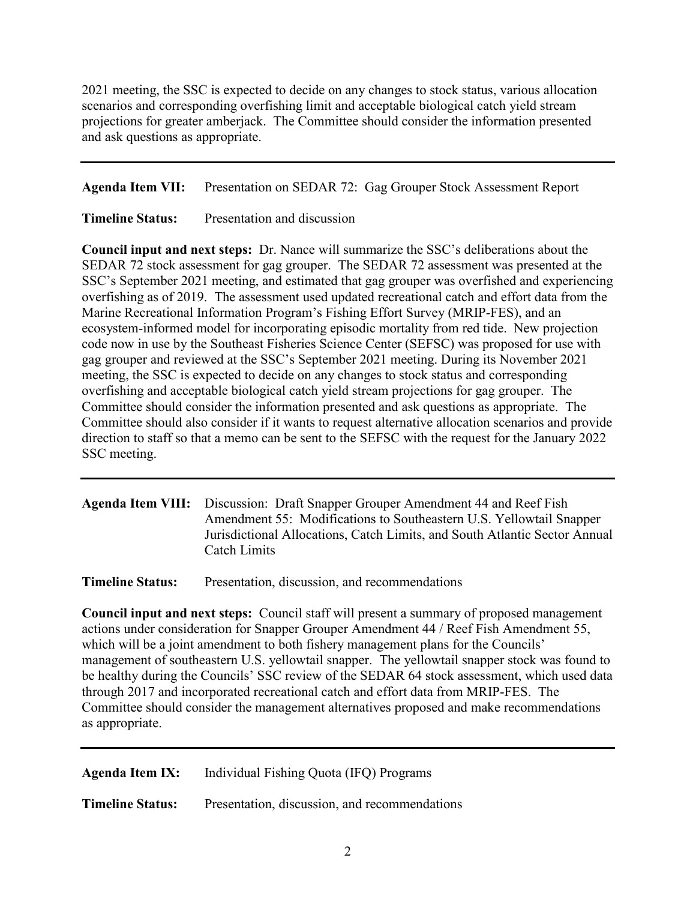2021 meeting, the SSC is expected to decide on any changes to stock status, various allocation scenarios and corresponding overfishing limit and acceptable biological catch yield stream projections for greater amberjack. The Committee should consider the information presented and ask questions as appropriate.

---

**Agenda Item VII:** Presentation on SEDAR 72: Gag Grouper Stock Assessment Report

**Timeline Status:** Presentation and discussion

**Council input and next steps:** Dr. Nance will summarize the SSC's deliberations about the SEDAR 72 stock assessment for gag grouper. The SEDAR 72 assessment was presented at the SSC's September 2021 meeting, and estimated that gag grouper was overfished and experiencing overfishing as of 2019. The assessment used updated recreational catch and effort data from the Marine Recreational Information Program's Fishing Effort Survey (MRIP-FES), and an ecosystem-informed model for incorporating episodic mortality from red tide. New projection code now in use by the Southeast Fisheries Science Center (SEFSC) was proposed for use with gag grouper and reviewed at the SSC's September 2021 meeting. During its November 2021 meeting, the SSC is expected to decide on any changes to stock status and corresponding overfishing and acceptable biological catch yield stream projections for gag grouper. The Committee should consider the information presented and ask questions as appropriate. The Committee should also consider if it wants to request alternative allocation scenarios and provide direction to staff so that a memo can be sent to the SEFSC with the request for the January 2022 SSC meeting.

---

**Agenda Item VIII:** Discussion: Draft Snapper Grouper Amendment 44 and Reef Fish Amendment 55: Modifications to Southeastern U.S. Yellowtail Snapper Jurisdictional Allocations, Catch Limits, and South Atlantic Sector Annual Catch Limits

**Timeline Status:** Presentation, discussion, and recommendations

**Council input and next steps:** Council staff will present a summary of proposed management actions under consideration for Snapper Grouper Amendment 44 / Reef Fish Amendment 55, which will be a joint amendment to both fishery management plans for the Councils' management of southeastern U.S. yellowtail snapper. The yellowtail snapper stock was found to be healthy during the Councils' SSC review of the SEDAR 64 stock assessment, which used data through 2017 and incorporated recreational catch and effort data from MRIP-FES. The Committee should consider the management alternatives proposed and make recommendations as appropriate.

---

**Agenda Item IX:** Individual Fishing Quota (IFQ) Programs

**Timeline Status:** Presentation, discussion, and recommendations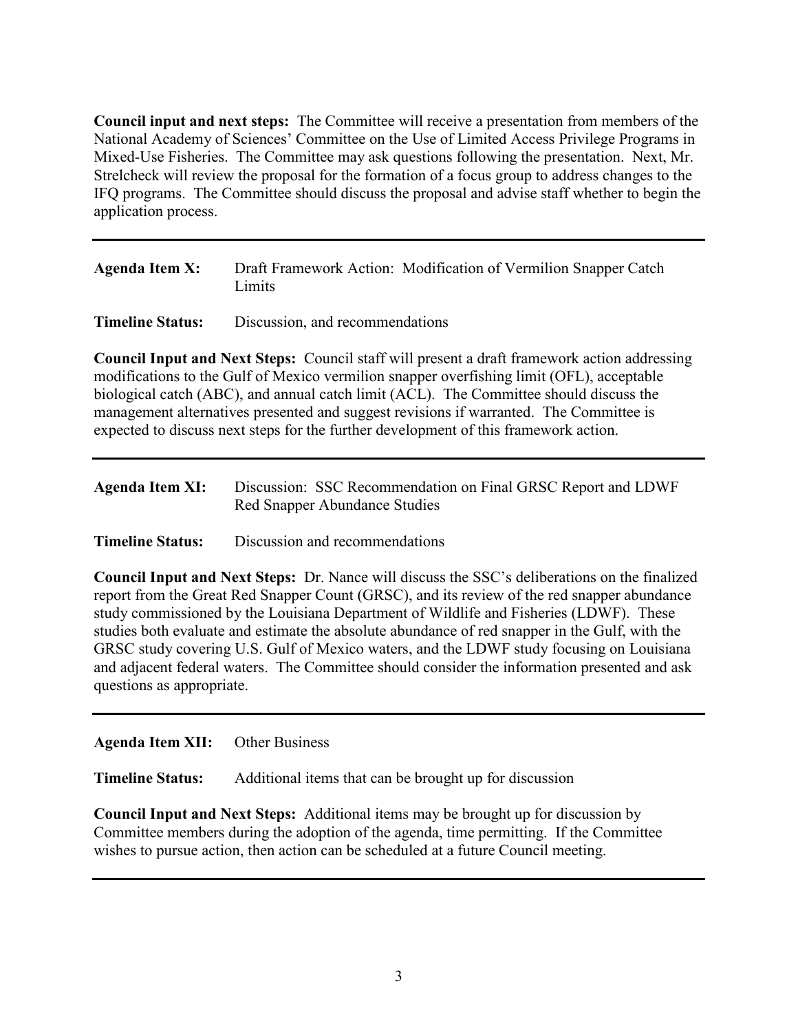**Council input and next steps:** The Committee will receive a presentation from members of the National Academy of Sciences' Committee on the Use of Limited Access Privilege Programs in Mixed-Use Fisheries. The Committee may ask questions following the presentation. Next, Mr. Strelcheck will review the proposal for the formation of a focus group to address changes to the IFQ programs. The Committee should discuss the proposal and advise staff whether to begin the application process.

---

**Agenda Item X:** Draft Framework Action: Modification of Vermilion Snapper Catch Limits

**Timeline Status:** Discussion, and recommendations

**Council Input and Next Steps:** Council staff will present a draft framework action addressing modifications to the Gulf of Mexico vermilion snapper overfishing limit (OFL), acceptable biological catch (ABC), and annual catch limit (ACL). The Committee should discuss the management alternatives presented and suggest revisions if warranted. The Committee is expected to discuss next steps for the further development of this framework action.

---

**Agenda Item XI:** Discussion: SSC Recommendation on Final GRSC Report and LDWF Red Snapper Abundance Studies

**Timeline Status:** Discussion and recommendations

**Council Input and Next Steps:** Dr. Nance will discuss the SSC's deliberations on the finalized report from the Great Red Snapper Count (GRSC), and its review of the red snapper abundance study commissioned by the Louisiana Department of Wildlife and Fisheries (LDWF). These studies both evaluate and estimate the absolute abundance of red snapper in the Gulf, with the GRSC study covering U.S. Gulf of Mexico waters, and the LDWF study focusing on Louisiana and adjacent federal waters. The Committee should consider the information presented and ask questions as appropriate.

---

**Agenda Item XII:** Other Business

**Timeline Status:** Additional items that can be brought up for discussion

**Council Input and Next Steps:** Additional items may be brought up for discussion by Committee members during the adoption of the agenda, time permitting. If the Committee wishes to pursue action, then action can be scheduled at a future Council meeting.

---